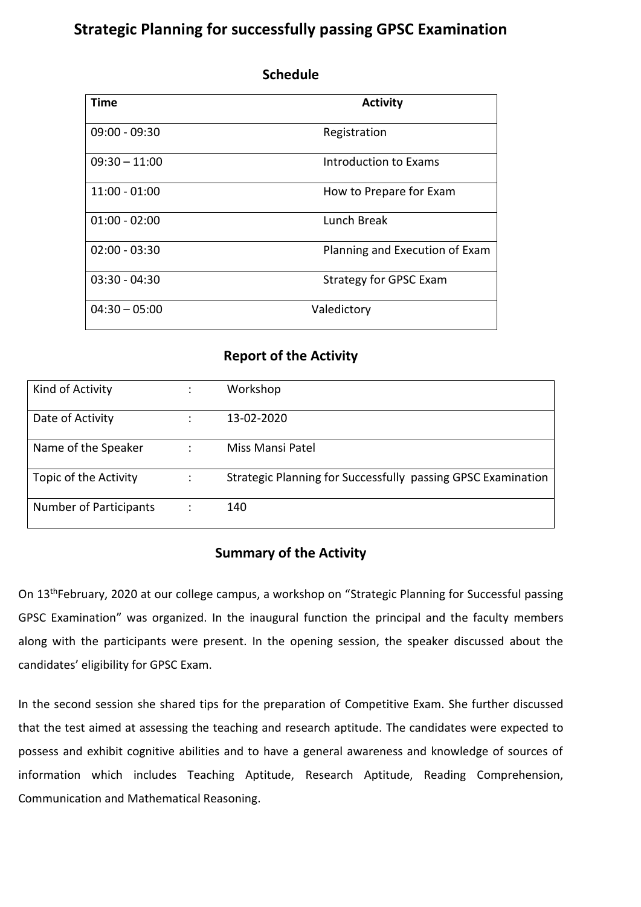# Strategic Planning for successfully passing GPSC Examination

## Schedule

| Time | Activity |
|---|---|
| 09:00 - 09:30 | Registration |
| 09:30 – 11:00 | Introduction to Exams |
| 11:00 - 01:00 | How to Prepare for Exam |
| 01:00 - 02:00 | Lunch Break |
| 02:00 - 03:30 | Planning and Execution of Exam |
| 03:30 - 04:30 | Strategy for GPSC Exam |
| 04:30 – 05:00 | Valedictory |

## Report of the Activity

| | | |
|---|---|---|
| Kind of Activity | : | Workshop |
| Date of Activity | : | 13-02-2020 |
| Name of the Speaker | : | Miss Mansi Patel |
| Topic of the Activity | : | Strategic Planning for Successfully passing GPSC Examination |
| Number of Participants | : | 140 |

## Summary of the Activity

On 13thFebruary, 2020 at our college campus, a workshop on "Strategic Planning for Successful passing GPSC Examination" was organized. In the inaugural function the principal and the faculty members along with the participants were present. In the opening session, the speaker discussed about the candidates' eligibility for GPSC Exam.

In the second session she shared tips for the preparation of Competitive Exam. She further discussed that the test aimed at assessing the teaching and research aptitude. The candidates were expected to possess and exhibit cognitive abilities and to have a general awareness and knowledge of sources of information which includes Teaching Aptitude, Research Aptitude, Reading Comprehension, Communication and Mathematical Reasoning.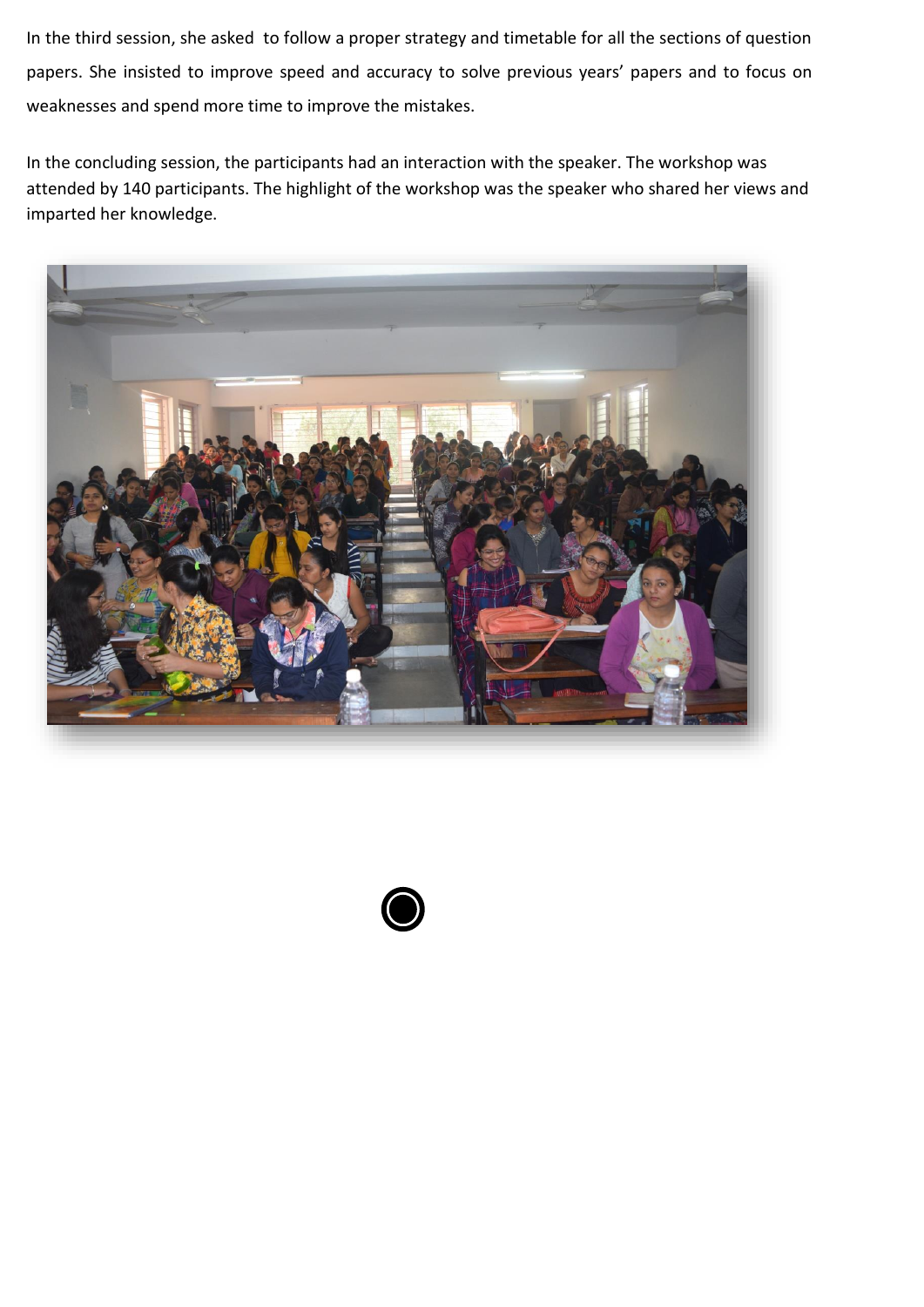In the third session, she asked  to follow a proper strategy and timetable for all the sections of question papers. She insisted to improve speed and accuracy to solve previous years' papers and to focus on weaknesses and spend more time to improve the mistakes.

In the concluding session, the participants had an interaction with the speaker. The workshop was attended by 140 participants. The highlight of the workshop was the speaker who shared her views and imparted her knowledge.